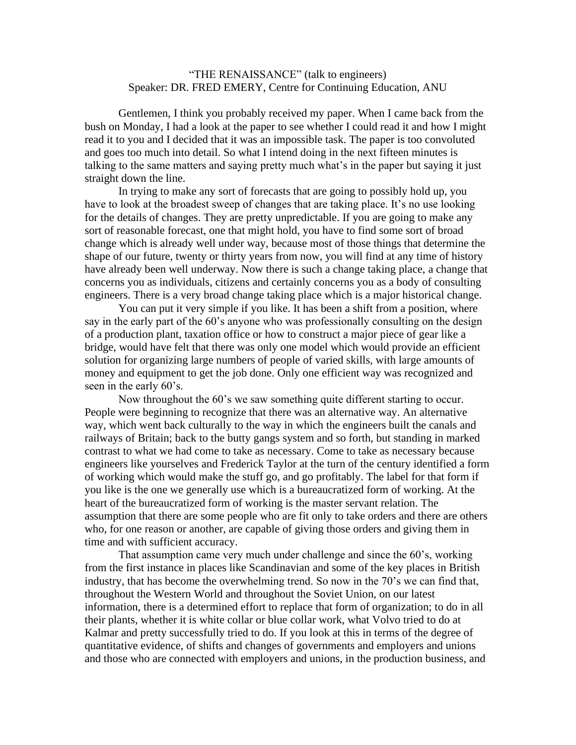# "THE RENAISSANCE" (talk to engineers)
## Speaker: DR. FRED EMERY, Centre for Continuing Education, ANU

Gentlemen, I think you probably received my paper. When I came back from the bush on Monday, I had a look at the paper to see whether I could read it and how I might read it to you and I decided that it was an impossible task. The paper is too convoluted and goes too much into detail. So what I intend doing in the next fifteen minutes is talking to the same matters and saying pretty much what's in the paper but saying it just straight down the line.

In trying to make any sort of forecasts that are going to possibly hold up, you have to look at the broadest sweep of changes that are taking place. It's no use looking for the details of changes. They are pretty unpredictable. If you are going to make any sort of reasonable forecast, one that might hold, you have to find some sort of broad change which is already well under way, because most of those things that determine the shape of our future, twenty or thirty years from now, you will find at any time of history have already been well underway. Now there is such a change taking place, a change that concerns you as individuals, citizens and certainly concerns you as a body of consulting engineers. There is a very broad change taking place which is a major historical change.

You can put it very simple if you like. It has been a shift from a position, where say in the early part of the 60's anyone who was professionally consulting on the design of a production plant, taxation office or how to construct a major piece of gear like a bridge, would have felt that there was only one model which would provide an efficient solution for organizing large numbers of people of varied skills, with large amounts of money and equipment to get the job done. Only one efficient way was recognized and seen in the early 60's.

Now throughout the 60's we saw something quite different starting to occur. People were beginning to recognize that there was an alternative way. An alternative way, which went back culturally to the way in which the engineers built the canals and railways of Britain; back to the butty gangs system and so forth, but standing in marked contrast to what we had come to take as necessary. Come to take as necessary because engineers like yourselves and Frederick Taylor at the turn of the century identified a form of working which would make the stuff go, and go profitably. The label for that form if you like is the one we generally use which is a bureaucratized form of working. At the heart of the bureaucratized form of working is the master servant relation. The assumption that there are some people who are fit only to take orders and there are others who, for one reason or another, are capable of giving those orders and giving them in time and with sufficient accuracy.

That assumption came very much under challenge and since the 60's, working from the first instance in places like Scandinavian and some of the key places in British industry, that has become the overwhelming trend. So now in the 70's we can find that, throughout the Western World and throughout the Soviet Union, on our latest information, there is a determined effort to replace that form of organization; to do in all their plants, whether it is white collar or blue collar work, what Volvo tried to do at Kalmar and pretty successfully tried to do. If you look at this in terms of the degree of quantitative evidence, of shifts and changes of governments and employers and unions and those who are connected with employers and unions, in the production business, and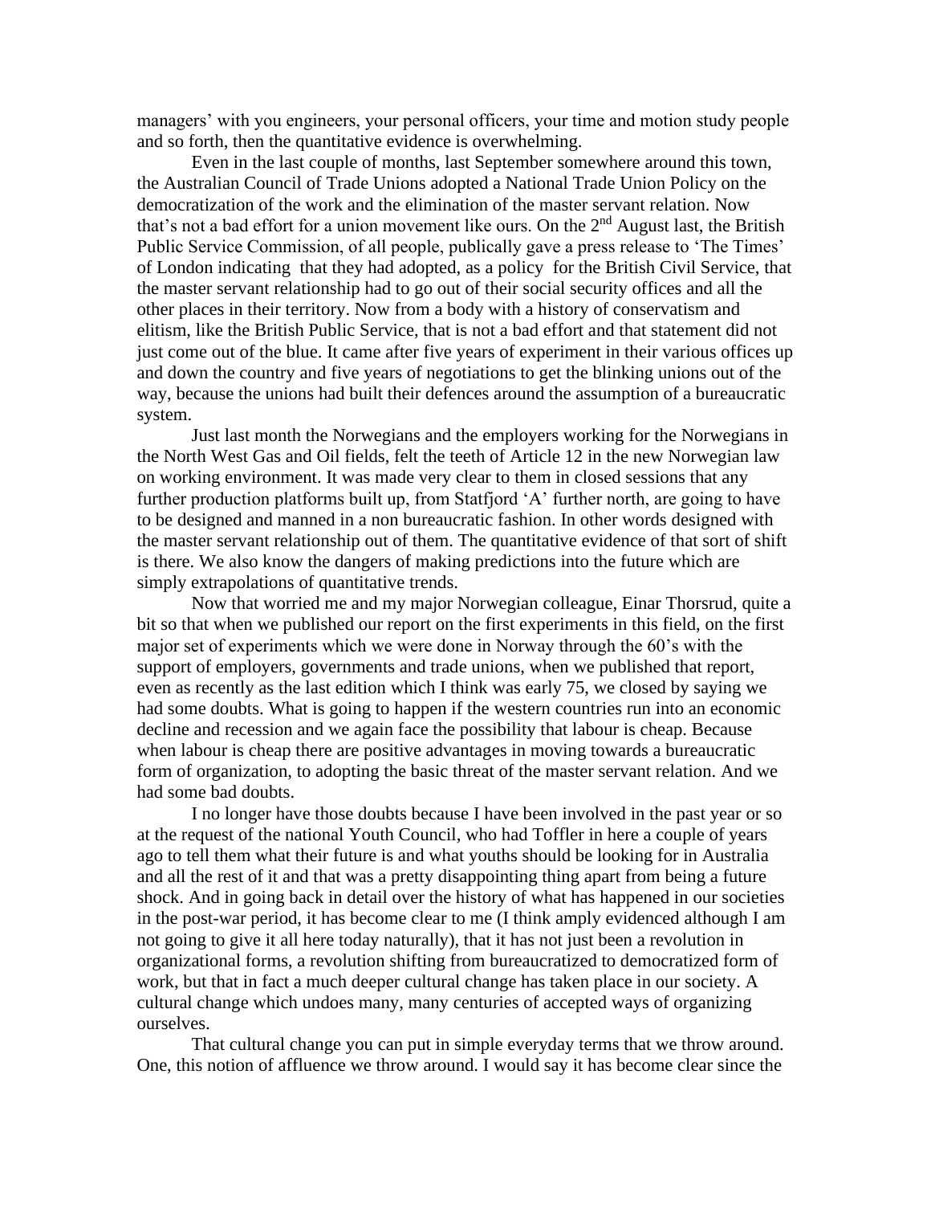managers' with you engineers, your personal officers, your time and motion study people and so forth, then the quantitative evidence is overwhelming.

Even in the last couple of months, last September somewhere around this town, the Australian Council of Trade Unions adopted a National Trade Union Policy on the democratization of the work and the elimination of the master servant relation. Now that's not a bad effort for a union movement like ours. On the 2nd August last, the British Public Service Commission, of all people, publically gave a press release to 'The Times' of London indicating that they had adopted, as a policy for the British Civil Service, that the master servant relationship had to go out of their social security offices and all the other places in their territory. Now from a body with a history of conservatism and elitism, like the British Public Service, that is not a bad effort and that statement did not just come out of the blue. It came after five years of experiment in their various offices up and down the country and five years of negotiations to get the blinking unions out of the way, because the unions had built their defences around the assumption of a bureaucratic system.

Just last month the Norwegians and the employers working for the Norwegians in the North West Gas and Oil fields, felt the teeth of Article 12 in the new Norwegian law on working environment. It was made very clear to them in closed sessions that any further production platforms built up, from Statfjord 'A' further north, are going to have to be designed and manned in a non bureaucratic fashion. In other words designed with the master servant relationship out of them. The quantitative evidence of that sort of shift is there. We also know the dangers of making predictions into the future which are simply extrapolations of quantitative trends.

Now that worried me and my major Norwegian colleague, Einar Thorsrud, quite a bit so that when we published our report on the first experiments in this field, on the first major set of experiments which we were done in Norway through the 60's with the support of employers, governments and trade unions, when we published that report, even as recently as the last edition which I think was early 75, we closed by saying we had some doubts. What is going to happen if the western countries run into an economic decline and recession and we again face the possibility that labour is cheap. Because when labour is cheap there are positive advantages in moving towards a bureaucratic form of organization, to adopting the basic threat of the master servant relation. And we had some bad doubts.

I no longer have those doubts because I have been involved in the past year or so at the request of the national Youth Council, who had Toffler in here a couple of years ago to tell them what their future is and what youths should be looking for in Australia and all the rest of it and that was a pretty disappointing thing apart from being a future shock. And in going back in detail over the history of what has happened in our societies in the post-war period, it has become clear to me (I think amply evidenced although I am not going to give it all here today naturally), that it has not just been a revolution in organizational forms, a revolution shifting from bureaucratized to democratized form of work, but that in fact a much deeper cultural change has taken place in our society. A cultural change which undoes many, many centuries of accepted ways of organizing ourselves.

That cultural change you can put in simple everyday terms that we throw around. One, this notion of affluence we throw around. I would say it has become clear since the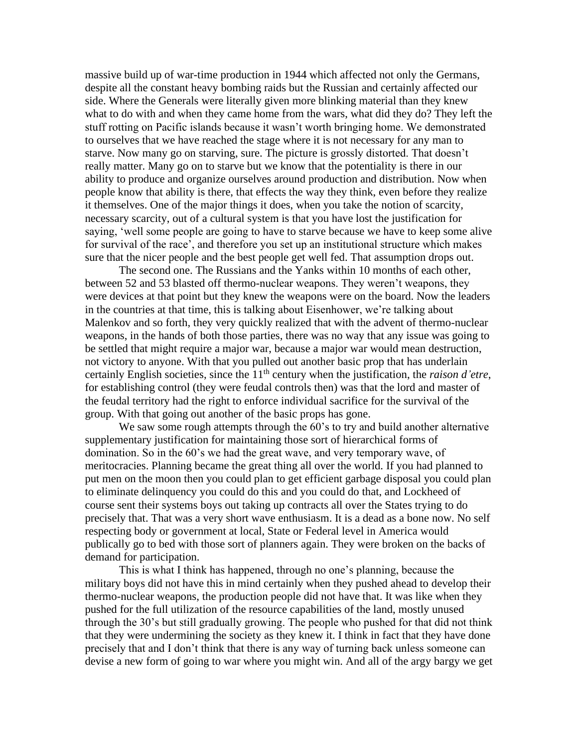massive build up of war-time production in 1944 which affected not only the Germans, despite all the constant heavy bombing raids but the Russian and certainly affected our side. Where the Generals were literally given more blinking material than they knew what to do with and when they came home from the wars, what did they do? They left the stuff rotting on Pacific islands because it wasn't worth bringing home. We demonstrated to ourselves that we have reached the stage where it is not necessary for any man to starve. Now many go on starving, sure. The picture is grossly distorted. That doesn't really matter. Many go on to starve but we know that the potentiality is there in our ability to produce and organize ourselves around production and distribution. Now when people know that ability is there, that effects the way they think, even before they realize it themselves. One of the major things it does, when you take the notion of scarcity, necessary scarcity, out of a cultural system is that you have lost the justification for saying, 'well some people are going to have to starve because we have to keep some alive for survival of the race', and therefore you set up an institutional structure which makes sure that the nicer people and the best people get well fed. That assumption drops out.

The second one. The Russians and the Yanks within 10 months of each other, between 52 and 53 blasted off thermo-nuclear weapons. They weren't weapons, they were devices at that point but they knew the weapons were on the board. Now the leaders in the countries at that time, this is talking about Eisenhower, we're talking about Malenkov and so forth, they very quickly realized that with the advent of thermo-nuclear weapons, in the hands of both those parties, there was no way that any issue was going to be settled that might require a major war, because a major war would mean destruction, not victory to anyone. With that you pulled out another basic prop that has underlain certainly English societies, since the 11th century when the justification, the *raison d'etre*, for establishing control (they were feudal controls then) was that the lord and master of the feudal territory had the right to enforce individual sacrifice for the survival of the group. With that going out another of the basic props has gone.

We saw some rough attempts through the 60's to try and build another alternative supplementary justification for maintaining those sort of hierarchical forms of domination. So in the 60's we had the great wave, and very temporary wave, of meritocracies. Planning became the great thing all over the world. If you had planned to put men on the moon then you could plan to get efficient garbage disposal you could plan to eliminate delinquency you could do this and you could do that, and Lockheed of course sent their systems boys out taking up contracts all over the States trying to do precisely that. That was a very short wave enthusiasm. It is a dead as a bone now. No self respecting body or government at local, State or Federal level in America would publically go to bed with those sort of planners again. They were broken on the backs of demand for participation.

This is what I think has happened, through no one's planning, because the military boys did not have this in mind certainly when they pushed ahead to develop their thermo-nuclear weapons, the production people did not have that. It was like when they pushed for the full utilization of the resource capabilities of the land, mostly unused through the 30's but still gradually growing. The people who pushed for that did not think that they were undermining the society as they knew it. I think in fact that they have done precisely that and I don't think that there is any way of turning back unless someone can devise a new form of going to war where you might win. And all of the argy bargy we get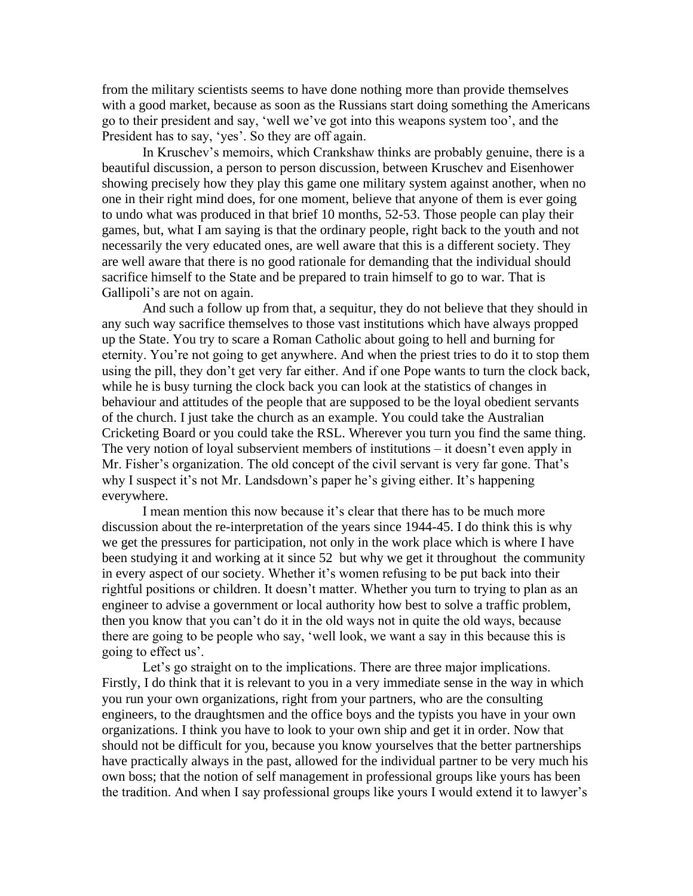from the military scientists seems to have done nothing more than provide themselves with a good market, because as soon as the Russians start doing something the Americans go to their president and say, 'well we've got into this weapons system too', and the President has to say, 'yes'. So they are off again.

In Kruschev's memoirs, which Crankshaw thinks are probably genuine, there is a beautiful discussion, a person to person discussion, between Kruschev and Eisenhower showing precisely how they play this game one military system against another, when no one in their right mind does, for one moment, believe that anyone of them is ever going to undo what was produced in that brief 10 months, 52-53. Those people can play their games, but, what I am saying is that the ordinary people, right back to the youth and not necessarily the very educated ones, are well aware that this is a different society. They are well aware that there is no good rationale for demanding that the individual should sacrifice himself to the State and be prepared to train himself to go to war. That is Gallipoli's are not on again.

And such a follow up from that, a sequitur, they do not believe that they should in any such way sacrifice themselves to those vast institutions which have always propped up the State. You try to scare a Roman Catholic about going to hell and burning for eternity. You're not going to get anywhere. And when the priest tries to do it to stop them using the pill, they don't get very far either. And if one Pope wants to turn the clock back, while he is busy turning the clock back you can look at the statistics of changes in behaviour and attitudes of the people that are supposed to be the loyal obedient servants of the church. I just take the church as an example. You could take the Australian Cricketing Board or you could take the RSL. Wherever you turn you find the same thing. The very notion of loyal subservient members of institutions – it doesn't even apply in Mr. Fisher's organization. The old concept of the civil servant is very far gone. That's why I suspect it's not Mr. Landsdown's paper he's giving either. It's happening everywhere.

I mean mention this now because it's clear that there has to be much more discussion about the re-interpretation of the years since 1944-45. I do think this is why we get the pressures for participation, not only in the work place which is where I have been studying it and working at it since 52 but why we get it throughout the community in every aspect of our society. Whether it's women refusing to be put back into their rightful positions or children. It doesn't matter. Whether you turn to trying to plan as an engineer to advise a government or local authority how best to solve a traffic problem, then you know that you can't do it in the old ways not in quite the old ways, because there are going to be people who say, 'well look, we want a say in this because this is going to effect us'.

Let's go straight on to the implications. There are three major implications. Firstly, I do think that it is relevant to you in a very immediate sense in the way in which you run your own organizations, right from your partners, who are the consulting engineers, to the draughtsmen and the office boys and the typists you have in your own organizations. I think you have to look to your own ship and get it in order. Now that should not be difficult for you, because you know yourselves that the better partnerships have practically always in the past, allowed for the individual partner to be very much his own boss; that the notion of self management in professional groups like yours has been the tradition. And when I say professional groups like yours I would extend it to lawyer's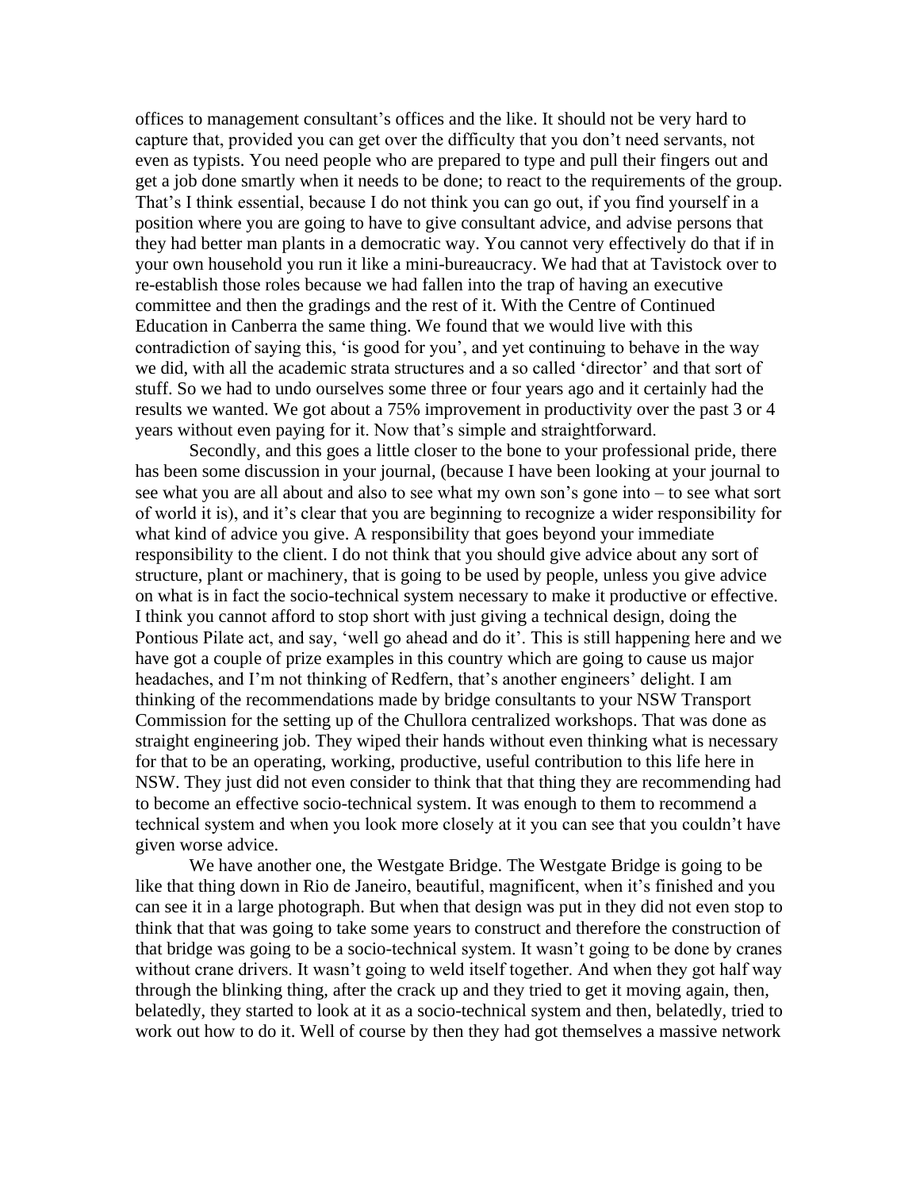offices to management consultant's offices and the like. It should not be very hard to capture that, provided you can get over the difficulty that you don't need servants, not even as typists. You need people who are prepared to type and pull their fingers out and get a job done smartly when it needs to be done; to react to the requirements of the group. That's I think essential, because I do not think you can go out, if you find yourself in a position where you are going to have to give consultant advice, and advise persons that they had better man plants in a democratic way. You cannot very effectively do that if in your own household you run it like a mini-bureaucracy. We had that at Tavistock over to re-establish those roles because we had fallen into the trap of having an executive committee and then the gradings and the rest of it. With the Centre of Continued Education in Canberra the same thing. We found that we would live with this contradiction of saying this, 'is good for you', and yet continuing to behave in the way we did, with all the academic strata structures and a so called 'director' and that sort of stuff. So we had to undo ourselves some three or four years ago and it certainly had the results we wanted. We got about a 75% improvement in productivity over the past 3 or 4 years without even paying for it. Now that's simple and straightforward.

Secondly, and this goes a little closer to the bone to your professional pride, there has been some discussion in your journal, (because I have been looking at your journal to see what you are all about and also to see what my own son's gone into – to see what sort of world it is), and it's clear that you are beginning to recognize a wider responsibility for what kind of advice you give. A responsibility that goes beyond your immediate responsibility to the client. I do not think that you should give advice about any sort of structure, plant or machinery, that is going to be used by people, unless you give advice on what is in fact the socio-technical system necessary to make it productive or effective. I think you cannot afford to stop short with just giving a technical design, doing the Pontious Pilate act, and say, 'well go ahead and do it'. This is still happening here and we have got a couple of prize examples in this country which are going to cause us major headaches, and I'm not thinking of Redfern, that's another engineers' delight. I am thinking of the recommendations made by bridge consultants to your NSW Transport Commission for the setting up of the Chullora centralized workshops. That was done as straight engineering job. They wiped their hands without even thinking what is necessary for that to be an operating, working, productive, useful contribution to this life here in NSW. They just did not even consider to think that that thing they are recommending had to become an effective socio-technical system. It was enough to them to recommend a technical system and when you look more closely at it you can see that you couldn't have given worse advice.

We have another one, the Westgate Bridge. The Westgate Bridge is going to be like that thing down in Rio de Janeiro, beautiful, magnificent, when it's finished and you can see it in a large photograph. But when that design was put in they did not even stop to think that that was going to take some years to construct and therefore the construction of that bridge was going to be a socio-technical system. It wasn't going to be done by cranes without crane drivers. It wasn't going to weld itself together. And when they got half way through the blinking thing, after the crack up and they tried to get it moving again, then, belatedly, they started to look at it as a socio-technical system and then, belatedly, tried to work out how to do it. Well of course by then they had got themselves a massive network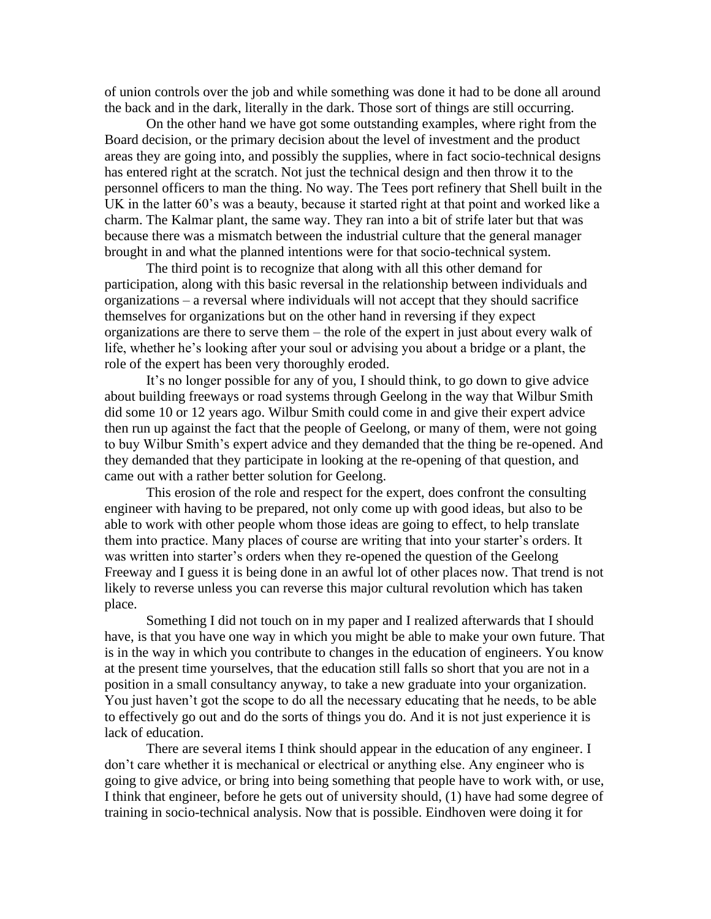of union controls over the job and while something was done it had to be done all around the back and in the dark, literally in the dark. Those sort of things are still occurring.

On the other hand we have got some outstanding examples, where right from the Board decision, or the primary decision about the level of investment and the product areas they are going into, and possibly the supplies, where in fact socio-technical designs has entered right at the scratch. Not just the technical design and then throw it to the personnel officers to man the thing. No way. The Tees port refinery that Shell built in the UK in the latter 60's was a beauty, because it started right at that point and worked like a charm. The Kalmar plant, the same way. They ran into a bit of strife later but that was because there was a mismatch between the industrial culture that the general manager brought in and what the planned intentions were for that socio-technical system.

The third point is to recognize that along with all this other demand for participation, along with this basic reversal in the relationship between individuals and organizations – a reversal where individuals will not accept that they should sacrifice themselves for organizations but on the other hand in reversing if they expect organizations are there to serve them – the role of the expert in just about every walk of life, whether he's looking after your soul or advising you about a bridge or a plant, the role of the expert has been very thoroughly eroded.

It's no longer possible for any of you, I should think, to go down to give advice about building freeways or road systems through Geelong in the way that Wilbur Smith did some 10 or 12 years ago. Wilbur Smith could come in and give their expert advice then run up against the fact that the people of Geelong, or many of them, were not going to buy Wilbur Smith's expert advice and they demanded that the thing be re-opened. And they demanded that they participate in looking at the re-opening of that question, and came out with a rather better solution for Geelong.

This erosion of the role and respect for the expert, does confront the consulting engineer with having to be prepared, not only come up with good ideas, but also to be able to work with other people whom those ideas are going to effect, to help translate them into practice. Many places of course are writing that into your starter's orders. It was written into starter's orders when they re-opened the question of the Geelong Freeway and I guess it is being done in an awful lot of other places now. That trend is not likely to reverse unless you can reverse this major cultural revolution which has taken place.

Something I did not touch on in my paper and I realized afterwards that I should have, is that you have one way in which you might be able to make your own future. That is in the way in which you contribute to changes in the education of engineers. You know at the present time yourselves, that the education still falls so short that you are not in a position in a small consultancy anyway, to take a new graduate into your organization. You just haven't got the scope to do all the necessary educating that he needs, to be able to effectively go out and do the sorts of things you do. And it is not just experience it is lack of education.

There are several items I think should appear in the education of any engineer. I don't care whether it is mechanical or electrical or anything else. Any engineer who is going to give advice, or bring into being something that people have to work with, or use, I think that engineer, before he gets out of university should, (1) have had some degree of training in socio-technical analysis. Now that is possible. Eindhoven were doing it for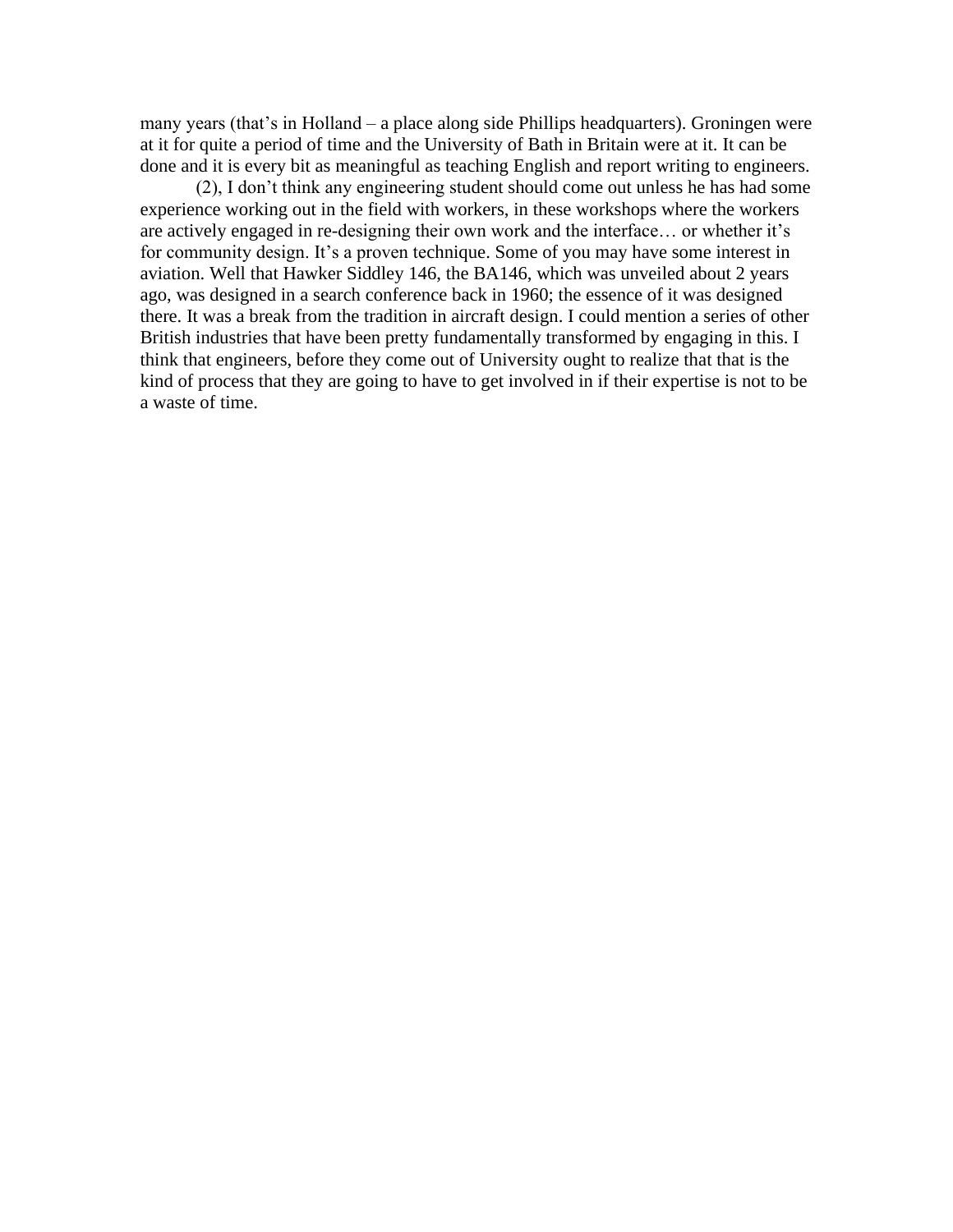many years (that's in Holland – a place along side Phillips headquarters). Groningen were at it for quite a period of time and the University of Bath in Britain were at it. It can be done and it is every bit as meaningful as teaching English and report writing to engineers.

(2), I don't think any engineering student should come out unless he has had some experience working out in the field with workers, in these workshops where the workers are actively engaged in re-designing their own work and the interface… or whether it's for community design. It's a proven technique. Some of you may have some interest in aviation. Well that Hawker Siddley 146, the BA146, which was unveiled about 2 years ago, was designed in a search conference back in 1960; the essence of it was designed there. It was a break from the tradition in aircraft design. I could mention a series of other British industries that have been pretty fundamentally transformed by engaging in this. I think that engineers, before they come out of University ought to realize that that is the kind of process that they are going to have to get involved in if their expertise is not to be a waste of time.